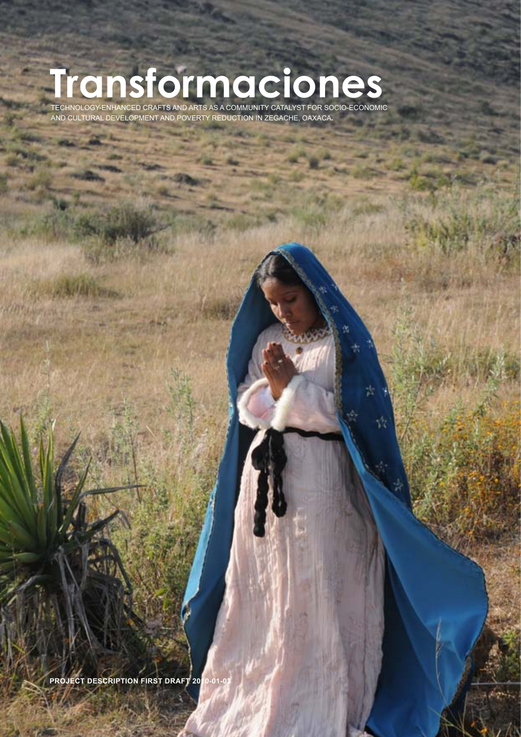# Transformaciones

TECHNOLOGY-ENHANCED CRAFTS AND ARTS AS A COMMUNITY CATALYST FOR SOCIO-ECONOMIC AND CULTURAL DEVELOPMENT AND POVERTY REDUCTION IN ZEGACHE, OAXACA.

**PROJECT DESCRIPTION FIRST DRAFT 2010-01-03**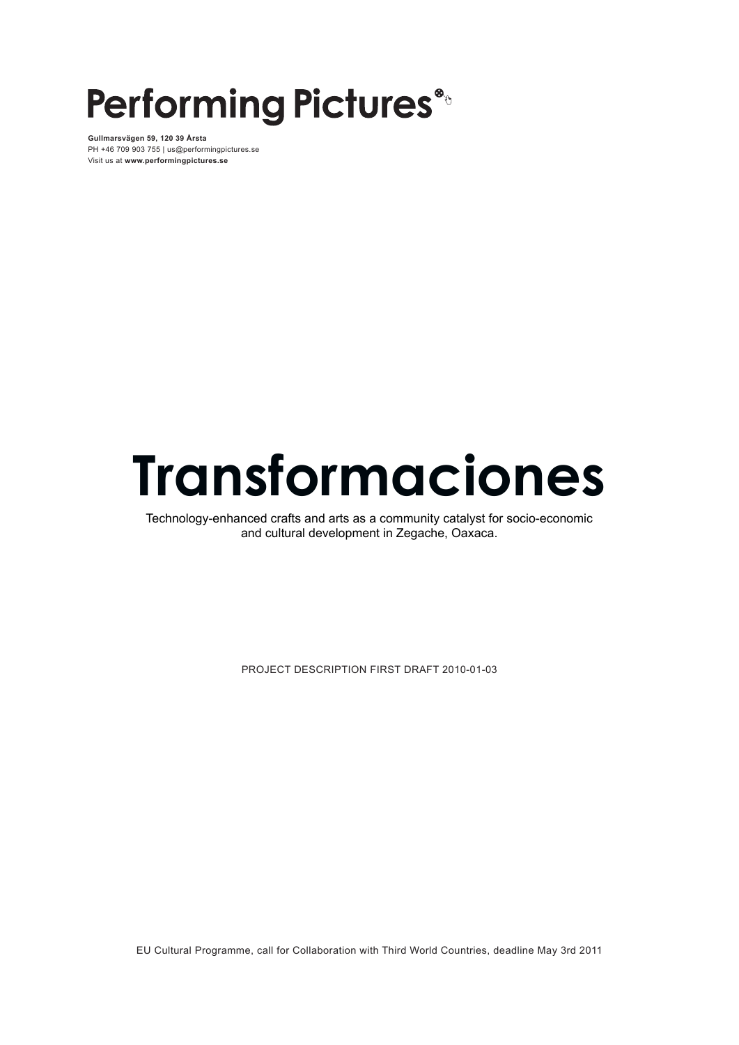# Performing Pictures

**Gullmarsvägen 59, 120 39 Årsta**
PH +46 709 903 755 | us@performingpictures.se
Visit us at **www.performingpictures.se**

# Transformaciones

Technology-enhanced crafts and arts as a community catalyst for socio-economic and cultural development in Zegache, Oaxaca.

PROJECT DESCRIPTION FIRST DRAFT 2010-01-03

EU Cultural Programme, call for Collaboration with Third World Countries, deadline May 3rd 2011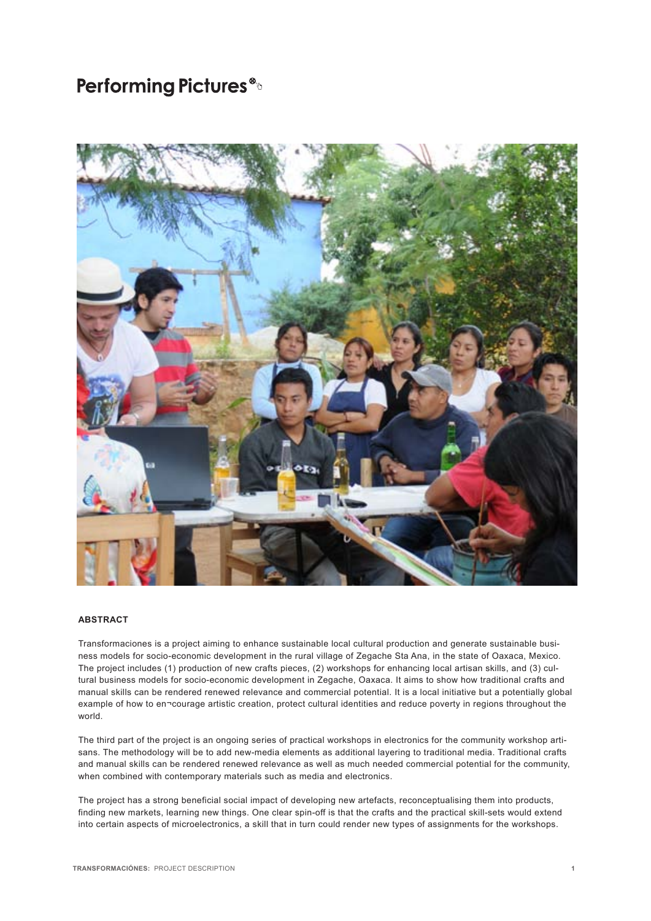# Performing Pictures

## ABSTRACT

Transformaciones is a project aiming to enhance sustainable local cultural production and generate sustainable business models for socio-economic development in the rural village of Zegache Sta Ana, in the state of Oaxaca, Mexico. The project includes (1) production of new crafts pieces, (2) workshops for enhancing local artisan skills, and (3) cultural business models for socio-economic development in Zegache, Oaxaca. It aims to show how traditional crafts and manual skills can be rendered renewed relevance and commercial potential. It is a local initiative but a potentially global example of how to en¬courage artistic creation, protect cultural identities and reduce poverty in regions throughout the world.

The third part of the project is an ongoing series of practical workshops in electronics for the community workshop artisans. The methodology will be to add new-media elements as additional layering to traditional media. Traditional crafts and manual skills can be rendered renewed relevance as well as much needed commercial potential for the community, when combined with contemporary materials such as media and electronics.

The project has a strong beneficial social impact of developing new artefacts, reconceptualising them into products, finding new markets, learning new things. One clear spin-off is that the crafts and the practical skill-sets would extend into certain aspects of microelectronics, a skill that in turn could render new types of assignments for the workshops.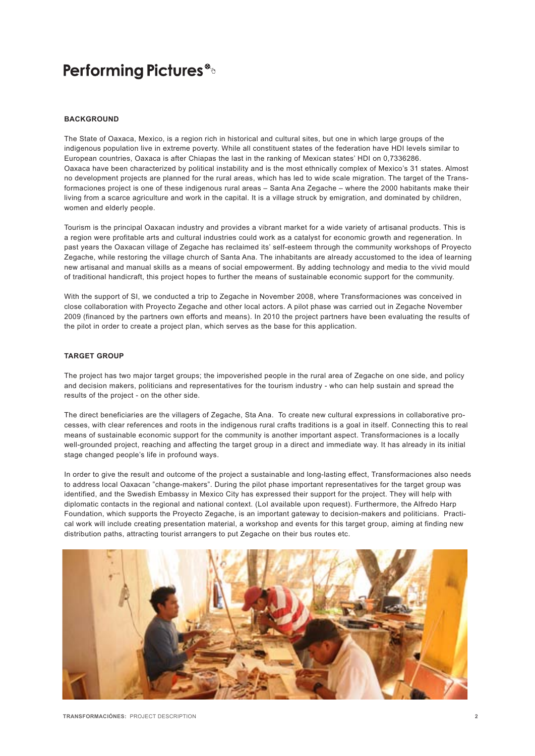# Performing Pictures

## BACKGROUND

The State of Oaxaca, Mexico, is a region rich in historical and cultural sites, but one in which large groups of the indigenous population live in extreme poverty. While all constituent states of the federation have HDI levels similar to European countries, Oaxaca is after Chiapas the last in the ranking of Mexican states' HDI on 0,7336286. Oaxaca have been characterized by political instability and is the most ethnically complex of Mexico's 31 states. Almost no development projects are planned for the rural areas, which has led to wide scale migration. The target of the Transformaciones project is one of these indigenous rural areas – Santa Ana Zegache – where the 2000 habitants make their living from a scarce agriculture and work in the capital. It is a village struck by emigration, and dominated by children, women and elderly people.

Tourism is the principal Oaxacan industry and provides a vibrant market for a wide variety of artisanal products. This is a region were profitable arts and cultural industries could work as a catalyst for economic growth and regeneration. In past years the Oaxacan village of Zegache has reclaimed its' self-esteem through the community workshops of Proyecto Zegache, while restoring the village church of Santa Ana. The inhabitants are already accustomed to the idea of learning new artisanal and manual skills as a means of social empowerment. By adding technology and media to the vivid mould of traditional handicraft, this project hopes to further the means of sustainable economic support for the community.

With the support of SI, we conducted a trip to Zegache in November 2008, where Transformaciones was conceived in close collaboration with Proyecto Zegache and other local actors. A pilot phase was carried out in Zegache November 2009 (financed by the partners own efforts and means). In 2010 the project partners have been evaluating the results of the pilot in order to create a project plan, which serves as the base for this application.

## TARGET GROUP

The project has two major target groups; the impoverished people in the rural area of Zegache on one side, and policy and decision makers, politicians and representatives for the tourism industry - who can help sustain and spread the results of the project - on the other side.

The direct beneficiaries are the villagers of Zegache, Sta Ana. To create new cultural expressions in collaborative processes, with clear references and roots in the indigenous rural crafts traditions is a goal in itself. Connecting this to real means of sustainable economic support for the community is another important aspect. Transformaciones is a locally well-grounded project, reaching and affecting the target group in a direct and immediate way. It has already in its initial stage changed people's life in profound ways.

In order to give the result and outcome of the project a sustainable and long-lasting effect, Transformaciones also needs to address local Oaxacan "change-makers". During the pilot phase important representatives for the target group was identified, and the Swedish Embassy in Mexico City has expressed their support for the project. They will help with diplomatic contacts in the regional and national context. (LoI available upon request). Furthermore, the Alfredo Harp Foundation, which supports the Proyecto Zegache, is an important gateway to decision-makers and politicians. Practical work will include creating presentation material, a workshop and events for this target group, aiming at finding new distribution paths, attracting tourist arrangers to put Zegache on their bus routes etc.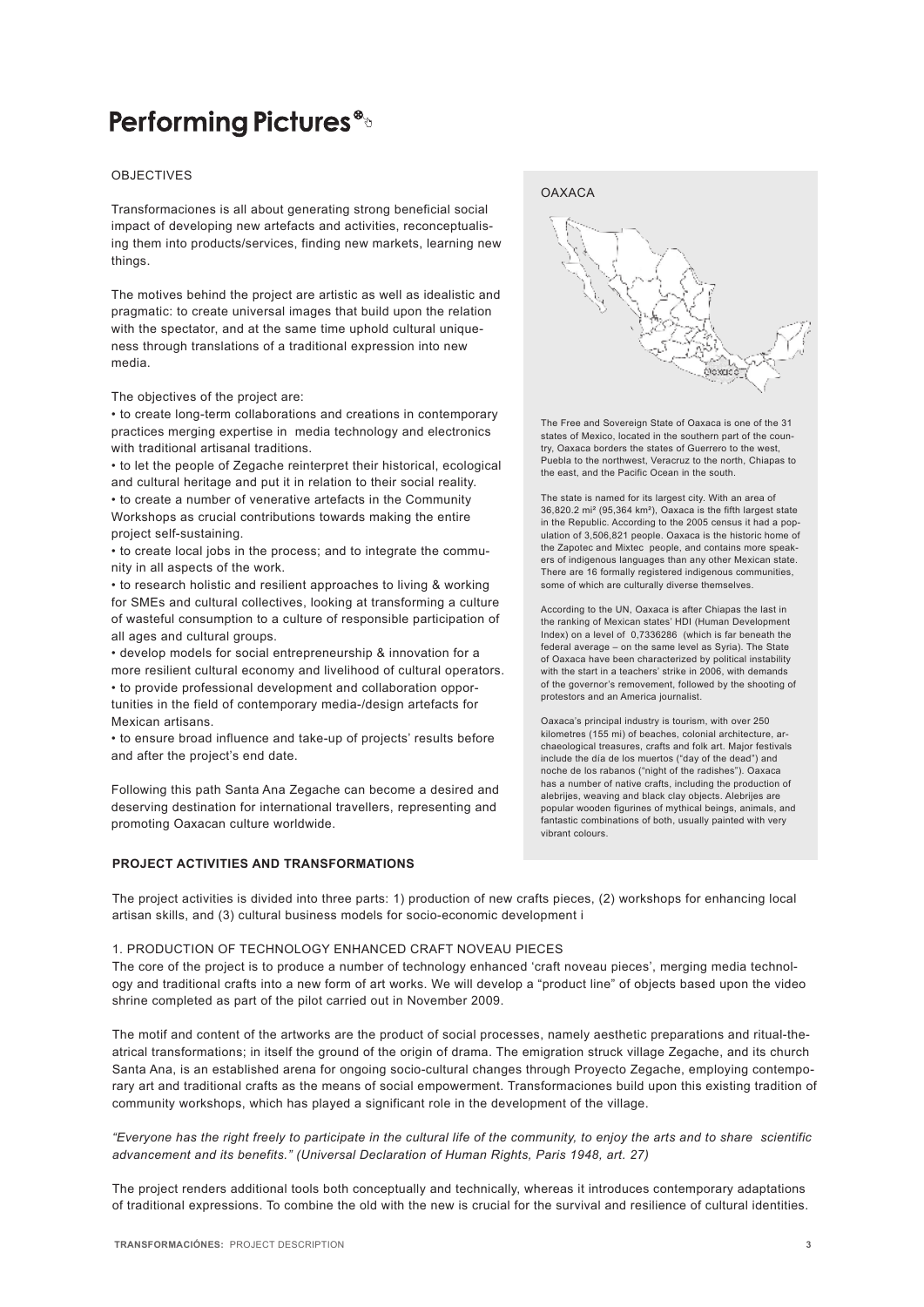# Performing Pictures

OBJECTIVES

Transformaciones is all about generating strong beneficial social impact of developing new artefacts and activities, reconceptualising them into products/services, finding new markets, learning new things.

The motives behind the project are artistic as well as idealistic and pragmatic: to create universal images that build upon the relation with the spectator, and at the same time uphold cultural uniqueness through translations of a traditional expression into new media.

The objectives of the project are:

- to create long-term collaborations and creations in contemporary practices merging expertise in media technology and electronics with traditional artisanal traditions.
- to let the people of Zegache reinterpret their historical, ecological and cultural heritage and put it in relation to their social reality.
- to create a number of venerative artefacts in the Community Workshops as crucial contributions towards making the entire project self-sustaining.
- to create local jobs in the process; and to integrate the community in all aspects of the work.
- to research holistic and resilient approaches to living & working for SMEs and cultural collectives, looking at transforming a culture of wasteful consumption to a culture of responsible participation of all ages and cultural groups.
- develop models for social entrepreneurship & innovation for a more resilient cultural economy and livelihood of cultural operators.
- to provide professional development and collaboration opportunities in the field of contemporary media-/design artefacts for Mexican artisans.
- to ensure broad influence and take-up of projects' results before and after the project's end date.

Following this path Santa Ana Zegache can become a desired and deserving destination for international travellers, representing and promoting Oaxacan culture worldwide.

OAXACA

The Free and Sovereign State of Oaxaca is one of the 31 states of Mexico, located in the southern part of the country, Oaxaca borders the states of Guerrero to the west, Puebla to the northwest, Veracruz to the north, Chiapas to the east, and the Pacific Ocean in the south.

The state is named for its largest city. With an area of 36,820.2 mi² (95,364 km²), Oaxaca is the fifth largest state in the Republic. According to the 2005 census it had a population of 3,506,821 people. Oaxaca is the historic home of the Zapotec and Mixtec people, and contains more speakers of indigenous languages than any other Mexican state. There are 16 formally registered indigenous communities, some of which are culturally diverse themselves.

According to the UN, Oaxaca is after Chiapas the last in the ranking of Mexican states' HDI (Human Development Index) on a level of 0,7336286 (which is far beneath the federal average – on the same level as Syria). The State of Oaxaca have been characterized by political instability with the start in a teachers' strike in 2006, with demands of the governor's removement, followed by the shooting of protestors and an America journalist.

Oaxaca's principal industry is tourism, with over 250 kilometres (155 mi) of beaches, colonial architecture, archaeological treasures, crafts and folk art. Major festivals include the día de los muertos ("day of the dead") and noche de los rabanos ("night of the radishes"). Oaxaca has a number of native crafts, including the production of alebrijes, weaving and black clay objects. Alebrijes are popular wooden figurines of mythical beings, animals, and fantastic combinations of both, usually painted with very vibrant colours.

**PROJECT ACTIVITIES AND TRANSFORMATIONS**

The project activities is divided into three parts: 1) production of new crafts pieces, (2) workshops for enhancing local artisan skills, and (3) cultural business models for socio-economic development i

1. PRODUCTION OF TECHNOLOGY ENHANCED CRAFT NOVEAU PIECES

The core of the project is to produce a number of technology enhanced 'craft noveau pieces', merging media technology and traditional crafts into a new form of art works. We will develop a "product line" of objects based upon the video shrine completed as part of the pilot carried out in November 2009.

The motif and content of the artworks are the product of social processes, namely aesthetic preparations and ritual-theatrical transformations; in itself the ground of the origin of drama. The emigration struck village Zegache, and its church Santa Ana, is an established arena for ongoing socio-cultural changes through Proyecto Zegache, employing contemporary art and traditional crafts as the means of social empowerment. Transformaciones build upon this existing tradition of community workshops, which has played a significant role in the development of the village.

*"Everyone has the right freely to participate in the cultural life of the community, to enjoy the arts and to share scientific advancement and its benefits." (Universal Declaration of Human Rights, Paris 1948, art. 27)*

The project renders additional tools both conceptually and technically, whereas it introduces contemporary adaptations of traditional expressions. To combine the old with the new is crucial for the survival and resilience of cultural identities.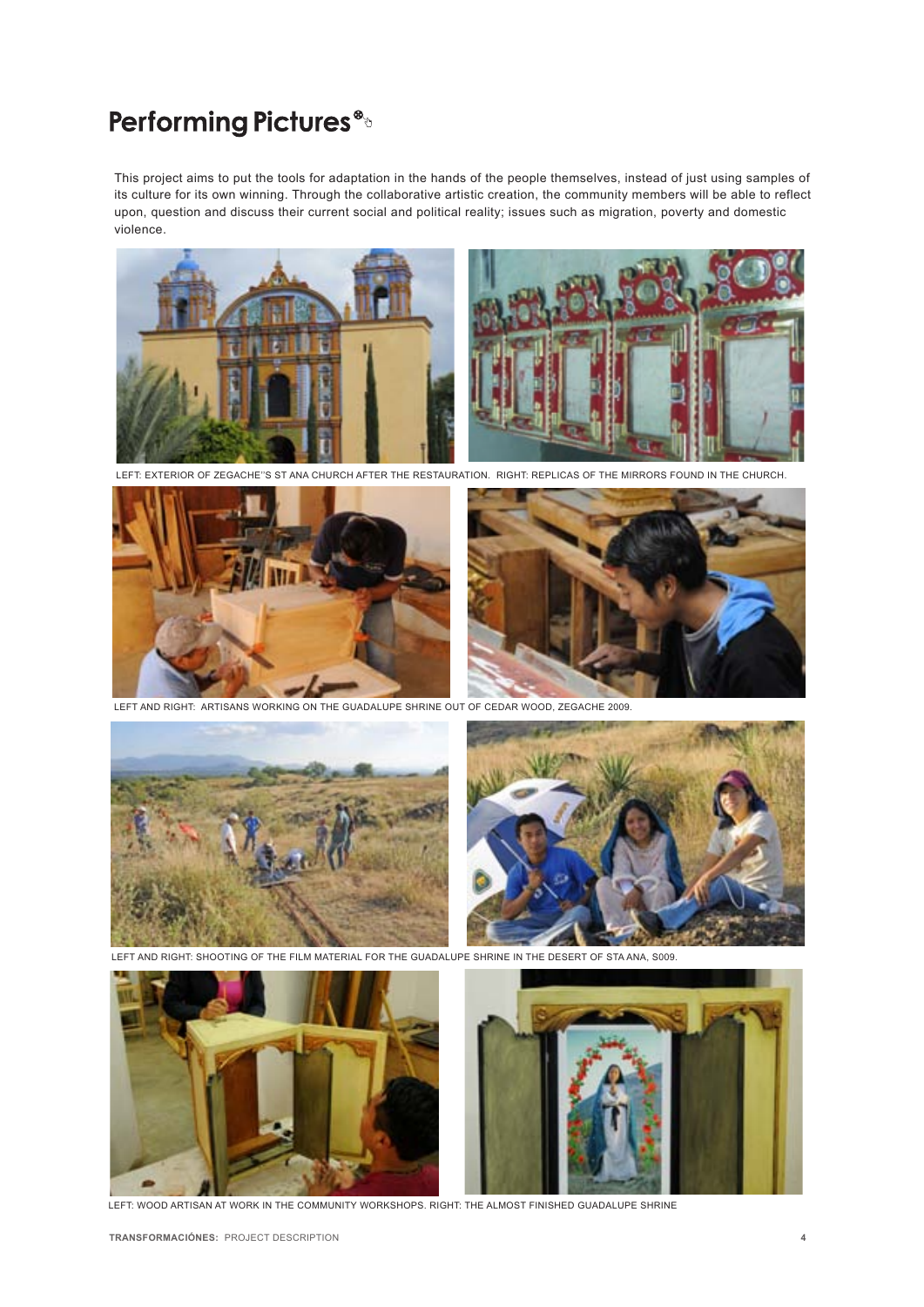# Performing Pictures

This project aims to put the tools for adaptation in the hands of the people themselves, instead of just using samples of its culture for its own winning. Through the collaborative artistic creation, the community members will be able to reflect upon, question and discuss their current social and political reality; issues such as migration, poverty and domestic violence.

LEFT: EXTERIOR OF ZEGACHE''S ST ANA CHURCH AFTER THE RESTAURATION. RIGHT: REPLICAS OF THE MIRRORS FOUND IN THE CHURCH.

LEFT AND RIGHT: ARTISANS WORKING ON THE GUADALUPE SHRINE OUT OF CEDAR WOOD, ZEGACHE 2009.

LEFT AND RIGHT: SHOOTING OF THE FILM MATERIAL FOR THE GUADALUPE SHRINE IN THE DESERT OF STA ANA, S009.

LEFT: WOOD ARTISAN AT WORK IN THE COMMUNITY WORKSHOPS. RIGHT: THE ALMOST FINISHED GUADALUPE SHRINE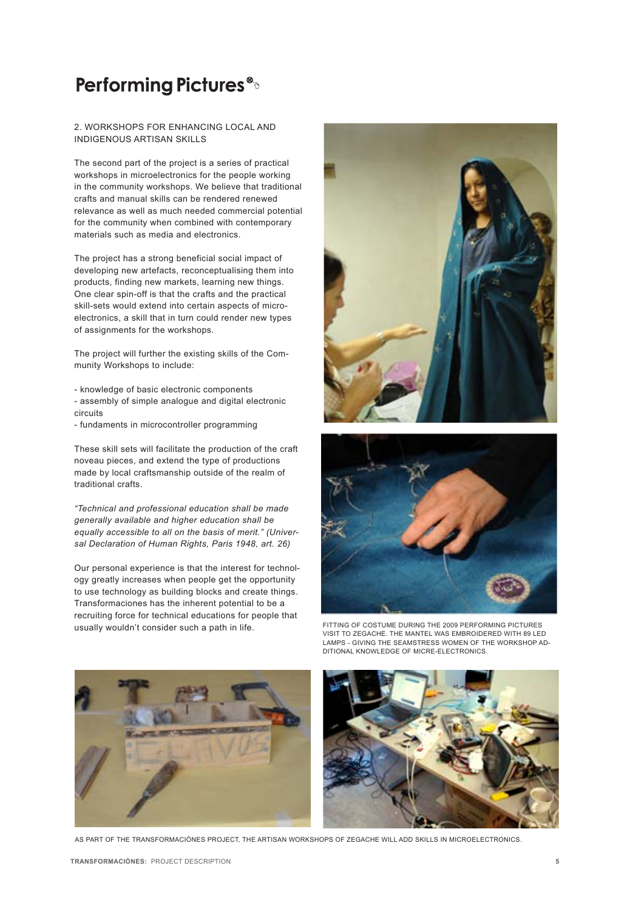## 2. WORKSHOPS FOR ENHANCING LOCAL AND INDIGENOUS ARTISAN SKILLS

The second part of the project is a series of practical workshops in microelectronics for the people working in the community workshops. We believe that traditional crafts and manual skills can be rendered renewed relevance as well as much needed commercial potential for the community when combined with contemporary materials such as media and electronics.

The project has a strong beneficial social impact of developing new artefacts, reconceptualising them into products, finding new markets, learning new things. One clear spin-off is that the crafts and the practical skill-sets would extend into certain aspects of micro-electronics, a skill that in turn could render new types of assignments for the workshops.

The project will further the existing skills of the Community Workshops to include:

- knowledge of basic electronic components
- assembly of simple analogue and digital electronic circuits
- fundaments in microcontroller programming

These skill sets will facilitate the production of the craft noveau pieces, and extend the type of productions made by local craftsmanship outside of the realm of traditional crafts.

*"Technical and professional education shall be made generally available and higher education shall be equally accessible to all on the basis of merit." (Universal Declaration of Human Rights, Paris 1948, art. 26)*

Our personal experience is that the interest for technology greatly increases when people get the opportunity to use technology as building blocks and create things. Transformaciones has the inherent potential to be a recruiting force for technical educations for people that usually wouldn't consider such a path in life.

FITTING OF COSTUME DURING THE 2009 PERFORMING PICTURES VISIT TO ZEGACHE. THE MANTEL WAS EMBROIDERED WITH 89 LED LAMPS - GIVING THE SEAMSTRESS WOMEN OF THE WORKSHOP ADDITIONAL KNOWLEDGE OF MICRE-ELECTRONICS.

AS PART OF THE TRANSFORMACIÓNES PROJECT, THE ARTISAN WORKSHOPS OF ZEGACHE WILL ADD SKILLS IN MICROELECTRONICS.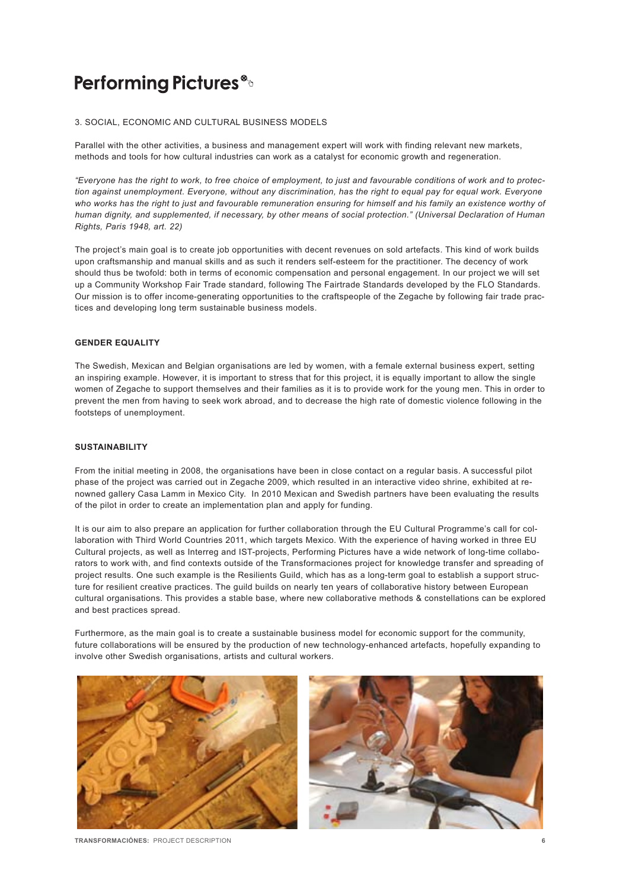# Performing Pictures

## 3. SOCIAL, ECONOMIC AND CULTURAL BUSINESS MODELS

Parallel with the other activities, a business and management expert will work with finding relevant new markets, methods and tools for how cultural industries can work as a catalyst for economic growth and regeneration.

*"Everyone has the right to work, to free choice of employment, to just and favourable conditions of work and to protection against unemployment. Everyone, without any discrimination, has the right to equal pay for equal work. Everyone who works has the right to just and favourable remuneration ensuring for himself and his family an existence worthy of human dignity, and supplemented, if necessary, by other means of social protection." (Universal Declaration of Human Rights, Paris 1948, art. 22)*

The project's main goal is to create job opportunities with decent revenues on sold artefacts. This kind of work builds upon craftsmanship and manual skills and as such it renders self-esteem for the practitioner. The decency of work should thus be twofold: both in terms of economic compensation and personal engagement. In our project we will set up a Community Workshop Fair Trade standard, following The Fairtrade Standards developed by the FLO Standards. Our mission is to offer income-generating opportunities to the craftspeople of the Zegache by following fair trade practices and developing long term sustainable business models.

### GENDER EQUALITY

The Swedish, Mexican and Belgian organisations are led by women, with a female external business expert, setting an inspiring example. However, it is important to stress that for this project, it is equally important to allow the single women of Zegache to support themselves and their families as it is to provide work for the young men. This in order to prevent the men from having to seek work abroad, and to decrease the high rate of domestic violence following in the footsteps of unemployment.

### SUSTAINABILITY

From the initial meeting in 2008, the organisations have been in close contact on a regular basis. A successful pilot phase of the project was carried out in Zegache 2009, which resulted in an interactive video shrine, exhibited at renowned gallery Casa Lamm in Mexico City. In 2010 Mexican and Swedish partners have been evaluating the results of the pilot in order to create an implementation plan and apply for funding.

It is our aim to also prepare an application for further collaboration through the EU Cultural Programme's call for collaboration with Third World Countries 2011, which targets Mexico. With the experience of having worked in three EU Cultural projects, as well as Interreg and IST-projects, Performing Pictures have a wide network of long-time collaborators to work with, and find contexts outside of the Transformaciones project for knowledge transfer and spreading of project results. One such example is the Resilients Guild, which has as a long-term goal to establish a support structure for resilient creative practices. The guild builds on nearly ten years of collaborative history between European cultural organisations. This provides a stable base, where new collaborative methods & constellations can be explored and best practices spread.

Furthermore, as the main goal is to create a sustainable business model for economic support for the community, future collaborations will be ensured by the production of new technology-enhanced artefacts, hopefully expanding to involve other Swedish organisations, artists and cultural workers.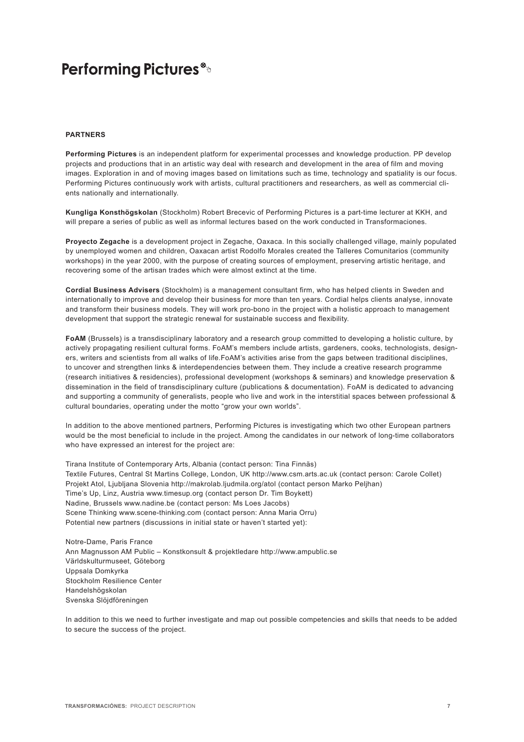**PARTNERS**

**Performing Pictures** is an independent platform for experimental processes and knowledge production. PP develop projects and productions that in an artistic way deal with research and development in the area of film and moving images. Exploration in and of moving images based on limitations such as time, technology and spatiality is our focus. Performing Pictures continuously work with artists, cultural practitioners and researchers, as well as commercial clients nationally and internationally.

**Kungliga Konsthögskolan** (Stockholm) Robert Brecevic of Performing Pictures is a part-time lecturer at KKH, and will prepare a series of public as well as informal lectures based on the work conducted in Transformaciones.

**Proyecto Zegache** is a development project in Zegache, Oaxaca. In this socially challenged village, mainly populated by unemployed women and children, Oaxacan artist Rodolfo Morales created the Talleres Comunitarios (community workshops) in the year 2000, with the purpose of creating sources of employment, preserving artistic heritage, and recovering some of the artisan trades which were almost extinct at the time.

**Cordial Business Advisers** (Stockholm) is a management consultant firm, who has helped clients in Sweden and internationally to improve and develop their business for more than ten years. Cordial helps clients analyse, innovate and transform their business models. They will work pro-bono in the project with a holistic approach to management development that support the strategic renewal for sustainable success and flexibility.

**FoAM** (Brussels) is a transdisciplinary laboratory and a research group committed to developing a holistic culture, by actively propagating resilient cultural forms. FoAM's members include artists, gardeners, cooks, technologists, designers, writers and scientists from all walks of life.FoAM's activities arise from the gaps between traditional disciplines, to uncover and strengthen links & interdependencies between them. They include a creative research programme (research initiatives & residencies), professional development (workshops & seminars) and knowledge preservation & dissemination in the field of transdisciplinary culture (publications & documentation). FoAM is dedicated to advancing and supporting a community of generalists, people who live and work in the interstitial spaces between professional & cultural boundaries, operating under the motto "grow your own worlds".

In addition to the above mentioned partners, Performing Pictures is investigating which two other European partners would be the most beneficial to include in the project. Among the candidates in our network of long-time collaborators who have expressed an interest for the project are:

Tirana Institute of Contemporary Arts, Albania (contact person: Tina Finnäs)
Textile Futures, Central St Martins College, London, UK http://www.csm.arts.ac.uk (contact person: Carole Collet)
Projekt Atol, Ljubljana Slovenia http://makrolab.ljudmila.org/atol (contact person Marko Peljhan)
Time's Up, Linz, Austria www.timesup.org (contact person Dr. Tim Boykett)
Nadine, Brussels www.nadine.be (contact person: Ms Loes Jacobs)
Scene Thinking www.scene-thinking.com (contact person: Anna Maria Orru)
Potential new partners (discussions in initial state or haven't started yet):

Notre-Dame, Paris France
Ann Magnusson AM Public – Konstkonsult & projektledare http://www.ampublic.se
Världskulturmuseet, Göteborg
Uppsala Domkyrka
Stockholm Resilience Center
Handelshögskolan
Svenska Slöjdföreningen

In addition to this we need to further investigate and map out possible competencies and skills that needs to be added to secure the success of the project.